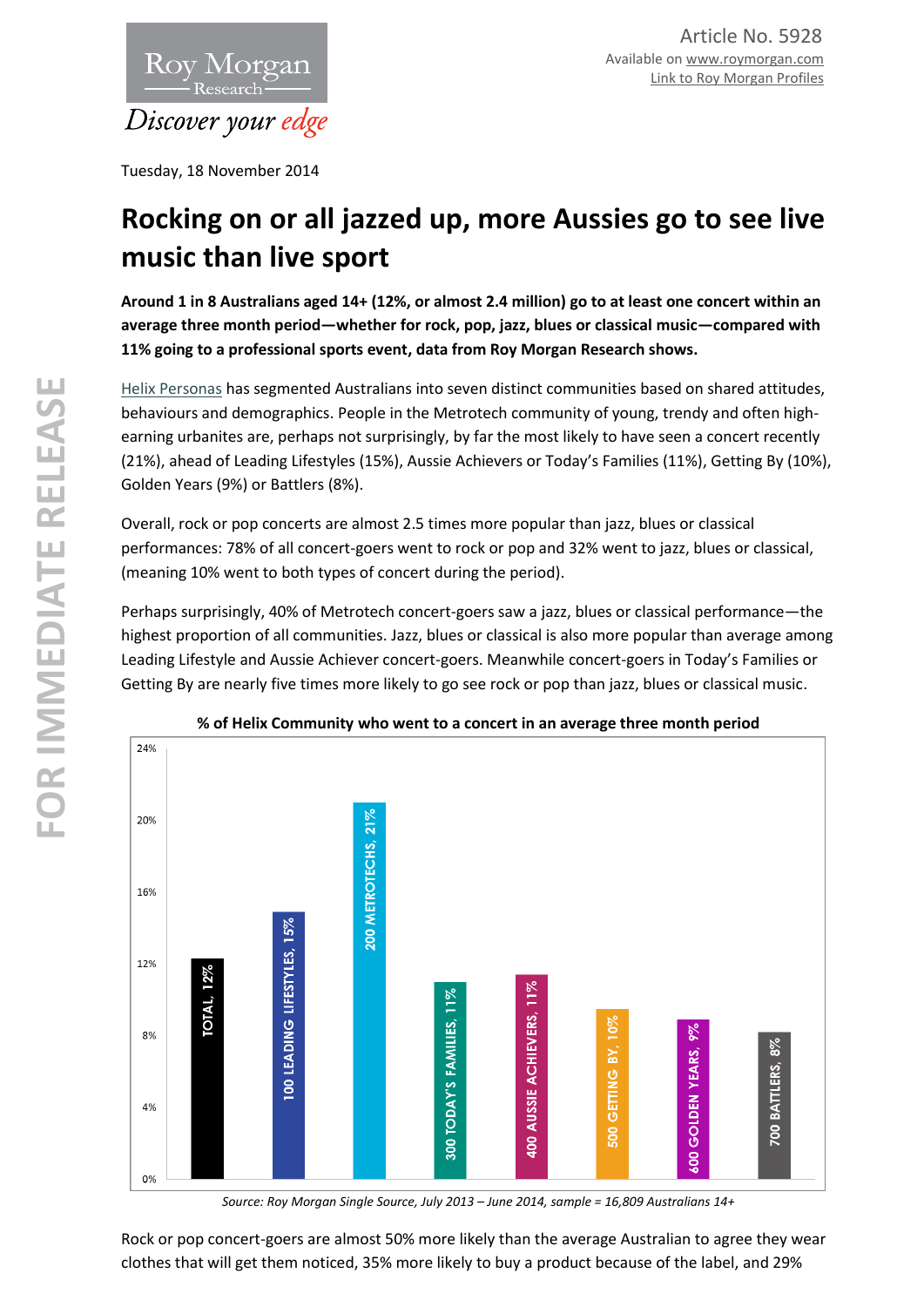Article No. 5928
Available on www.roymorgan.com
Link to Roy Morgan Profiles

Tuesday, 18 November 2014

# Rocking on or all jazzed up, more Aussies go to see live music than live sport

**Around 1 in 8 Australians aged 14+ (12%, or almost 2.4 million) go to at least one concert within an average three month period—whether for rock, pop, jazz, blues or classical music—compared with 11% going to a professional sports event, data from Roy Morgan Research shows.**

Helix Personas has segmented Australians into seven distinct communities based on shared attitudes, behaviours and demographics. People in the Metrotech community of young, trendy and often high-earning urbanites are, perhaps not surprisingly, by far the most likely to have seen a concert recently (21%), ahead of Leading Lifestyles (15%), Aussie Achievers or Today's Families (11%), Getting By (10%), Golden Years (9%) or Battlers (8%).

Overall, rock or pop concerts are almost 2.5 times more popular than jazz, blues or classical performances: 78% of all concert-goers went to rock or pop and 32% went to jazz, blues or classical, (meaning 10% went to both types of concert during the period).

Perhaps surprisingly, 40% of Metrotech concert-goers saw a jazz, blues or classical performance—the highest proportion of all communities. Jazz, blues or classical is also more popular than average among Leading Lifestyle and Aussie Achiever concert-goers. Meanwhile concert-goers in Today's Families or Getting By are nearly five times more likely to go see rock or pop than jazz, blues or classical music.

**% of Helix Community who went to a concert in an average three month period**

| Community | % |
|---|---|
| TOTAL | 12% |
| 100 LEADING LIFESTYLES | 15% |
| 200 METROTECHS | 21% |
| 300 TODAY'S FAMILIES | 11% |
| 400 AUSSIE ACHIEVERS | 11% |
| 500 GETTING BY | 10% |
| 600 GOLDEN YEARS | 9% |
| 700 BATTLERS | 8% |

*Source: Roy Morgan Single Source, July 2013 – June 2014, sample = 16,809 Australians 14+*

Rock or pop concert-goers are almost 50% more likely than the average Australian to agree they wear clothes that will get them noticed, 35% more likely to buy a product because of the label, and 29%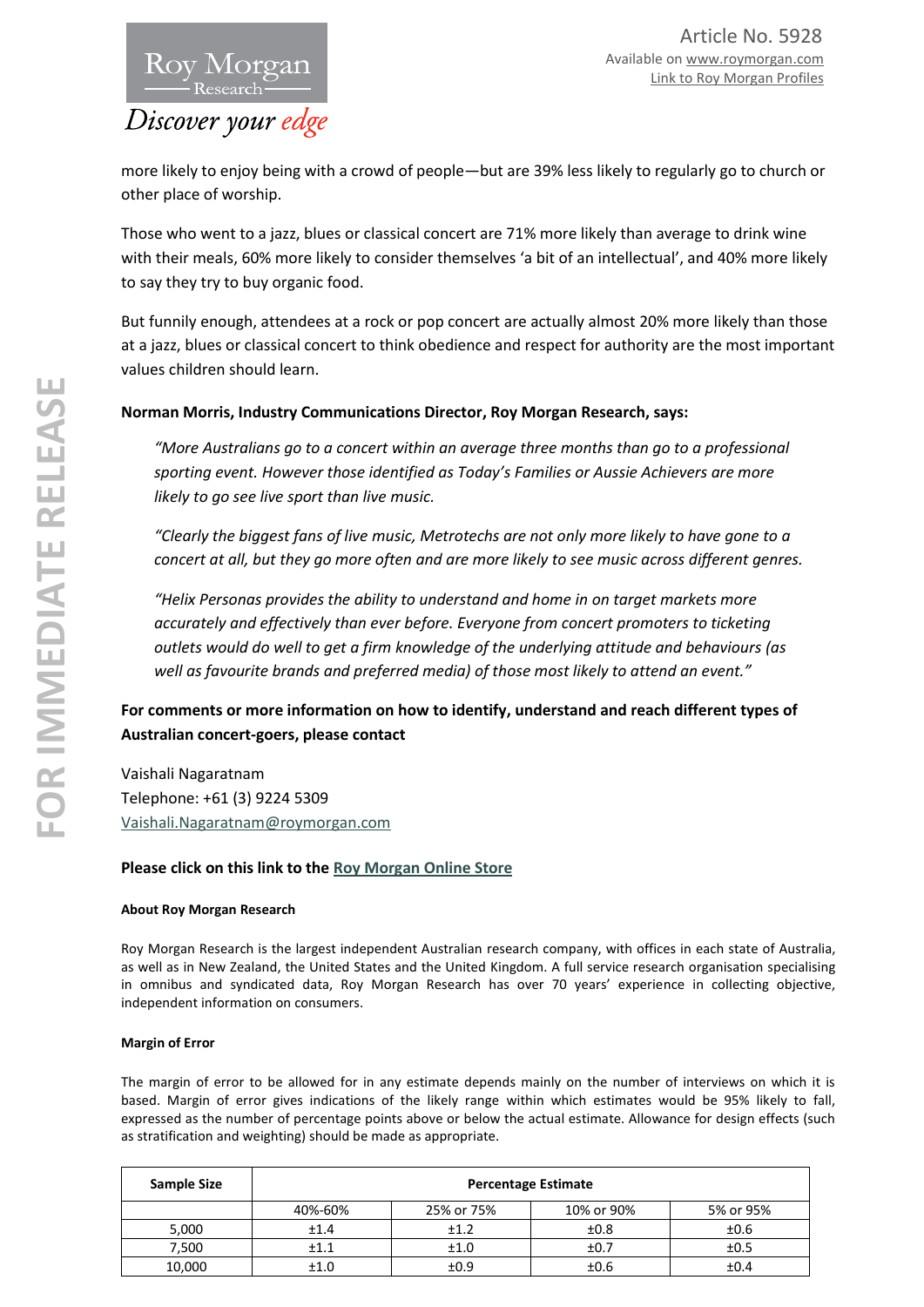more likely to enjoy being with a crowd of people—but are 39% less likely to regularly go to church or other place of worship.

Those who went to a jazz, blues or classical concert are 71% more likely than average to drink wine with their meals, 60% more likely to consider themselves 'a bit of an intellectual', and 40% more likely to say they try to buy organic food.

But funnily enough, attendees at a rock or pop concert are actually almost 20% more likely than those at a jazz, blues or classical concert to think obedience and respect for authority are the most important values children should learn.

**Norman Morris, Industry Communications Director, Roy Morgan Research, says:**

*"More Australians go to a concert within an average three months than go to a professional sporting event. However those identified as Today's Families or Aussie Achievers are more likely to go see live sport than live music.*

*"Clearly the biggest fans of live music, Metrotechs are not only more likely to have gone to a concert at all, but they go more often and are more likely to see music across different genres.*

*"Helix Personas provides the ability to understand and home in on target markets more accurately and effectively than ever before. Everyone from concert promoters to ticketing outlets would do well to get a firm knowledge of the underlying attitude and behaviours (as well as favourite brands and preferred media) of those most likely to attend an event."*

**For comments or more information on how to identify, understand and reach different types of Australian concert-goers, please contact**

Vaishali Nagaratnam
Telephone: +61 (3) 9224 5309
Vaishali.Nagaratnam@roymorgan.com

**Please click on this link to the Roy Morgan Online Store**

#### About Roy Morgan Research

Roy Morgan Research is the largest independent Australian research company, with offices in each state of Australia, as well as in New Zealand, the United States and the United Kingdom. A full service research organisation specialising in omnibus and syndicated data, Roy Morgan Research has over 70 years' experience in collecting objective, independent information on consumers.

#### Margin of Error

The margin of error to be allowed for in any estimate depends mainly on the number of interviews on which it is based. Margin of error gives indications of the likely range within which estimates would be 95% likely to fall, expressed as the number of percentage points above or below the actual estimate. Allowance for design effects (such as stratification and weighting) should be made as appropriate.

| Sample Size | Percentage Estimate | | | |
|---|---|---|---|---|
| | 40%-60% | 25% or 75% | 10% or 90% | 5% or 95% |
| 5,000 | ±1.4 | ±1.2 | ±0.8 | ±0.6 |
| 7,500 | ±1.1 | ±1.0 | ±0.7 | ±0.5 |
| 10,000 | ±1.0 | ±0.9 | ±0.6 | ±0.4 |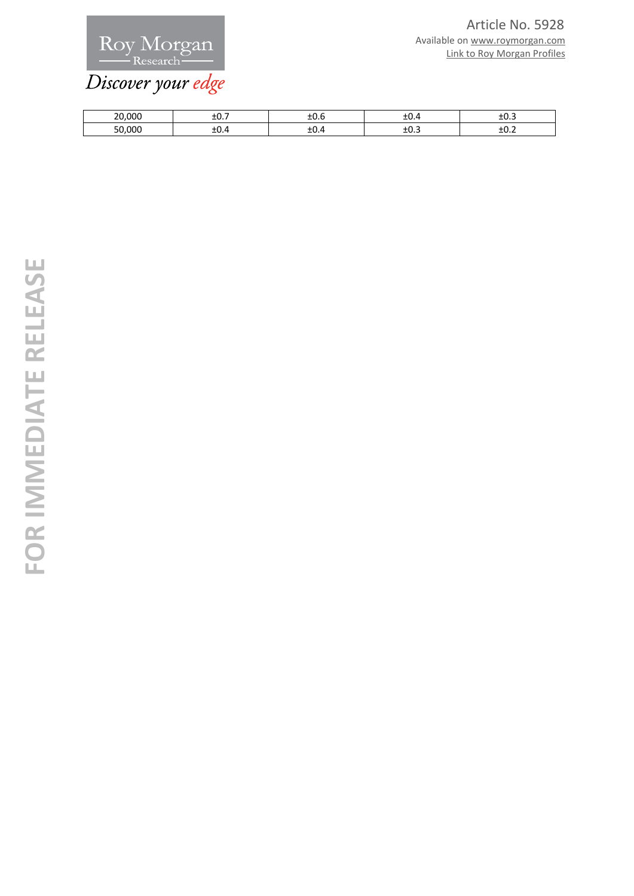| | | | | |
|---|---|---|---|---|
| 20,000 | ±0.7 | ±0.6 | ±0.4 | ±0.3 |
| 50,000 | ±0.4 | ±0.4 | ±0.3 | ±0.2 |